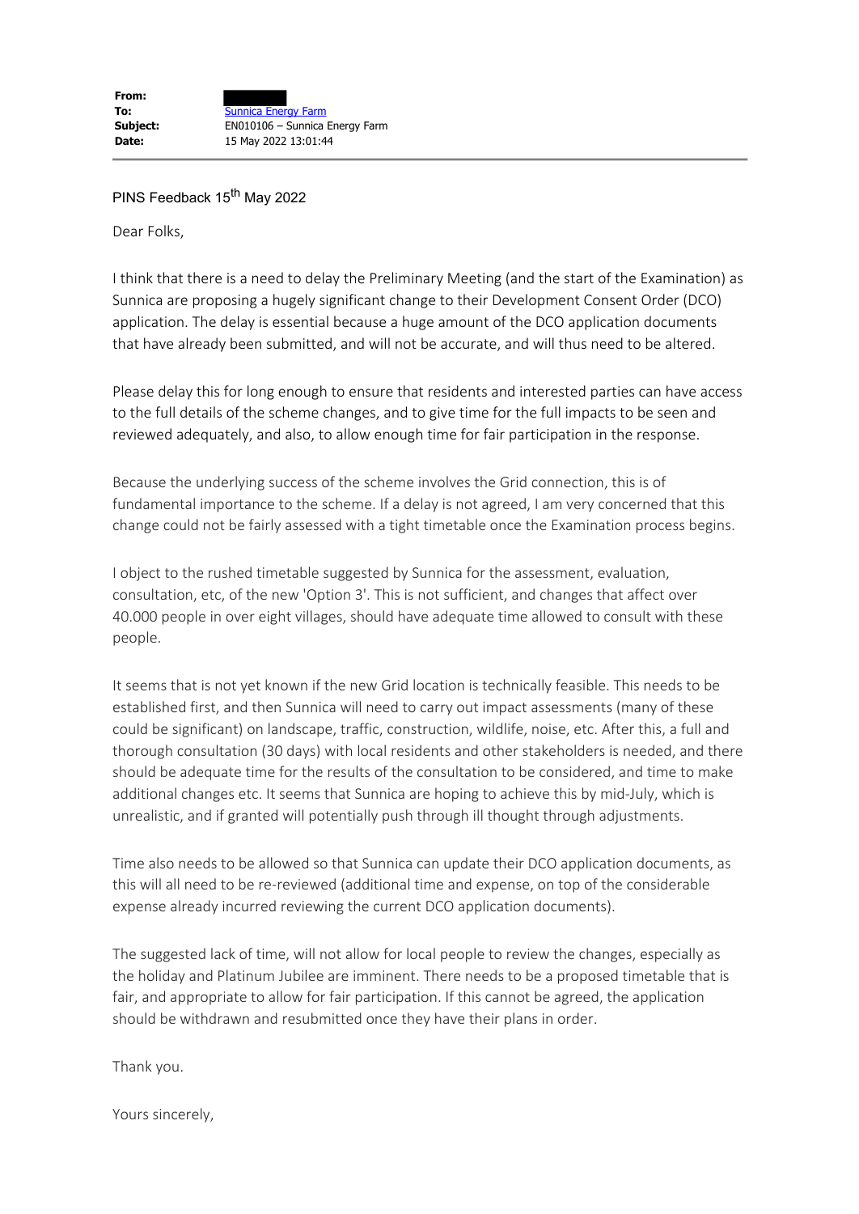| | |
|---|---|
| **From:** | |
| **To:** | Sunnica Energy Farm |
| **Subject:** | EN010106 – Sunnica Energy Farm |
| **Date:** | 15 May 2022 13:01:44 |

PINS Feedback 15th May 2022

Dear Folks,

I think that there is a need to delay the Preliminary Meeting (and the start of the Examination) as Sunnica are proposing a hugely significant change to their Development Consent Order (DCO) application. The delay is essential because a huge amount of the DCO application documents that have already been submitted, and will not be accurate, and will thus need to be altered.

Please delay this for long enough to ensure that residents and interested parties can have access to the full details of the scheme changes, and to give time for the full impacts to be seen and reviewed adequately, and also, to allow enough time for fair participation in the response.

Because the underlying success of the scheme involves the Grid connection, this is of fundamental importance to the scheme. If a delay is not agreed, I am very concerned that this change could not be fairly assessed with a tight timetable once the Examination process begins.

I object to the rushed timetable suggested by Sunnica for the assessment, evaluation, consultation, etc, of the new 'Option 3'. This is not sufficient, and changes that affect over 40.000 people in over eight villages, should have adequate time allowed to consult with these people.

It seems that is not yet known if the new Grid location is technically feasible. This needs to be established first, and then Sunnica will need to carry out impact assessments (many of these could be significant) on landscape, traffic, construction, wildlife, noise, etc. After this, a full and thorough consultation (30 days) with local residents and other stakeholders is needed, and there should be adequate time for the results of the consultation to be considered, and time to make additional changes etc. It seems that Sunnica are hoping to achieve this by mid-July, which is unrealistic, and if granted will potentially push through ill thought through adjustments.

Time also needs to be allowed so that Sunnica can update their DCO application documents, as this will all need to be re-reviewed (additional time and expense, on top of the considerable expense already incurred reviewing the current DCO application documents).

The suggested lack of time, will not allow for local people to review the changes, especially as the holiday and Platinum Jubilee are imminent. There needs to be a proposed timetable that is fair, and appropriate to allow for fair participation. If this cannot be agreed, the application should be withdrawn and resubmitted once they have their plans in order.

Thank you.

Yours sincerely,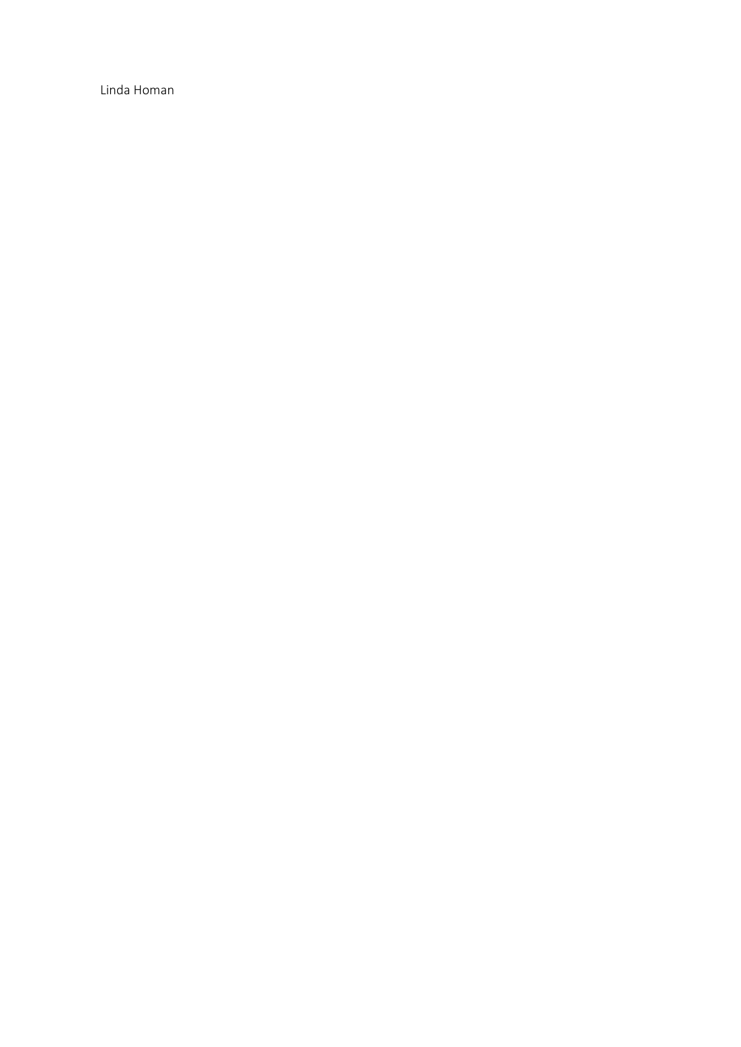Linda Homan